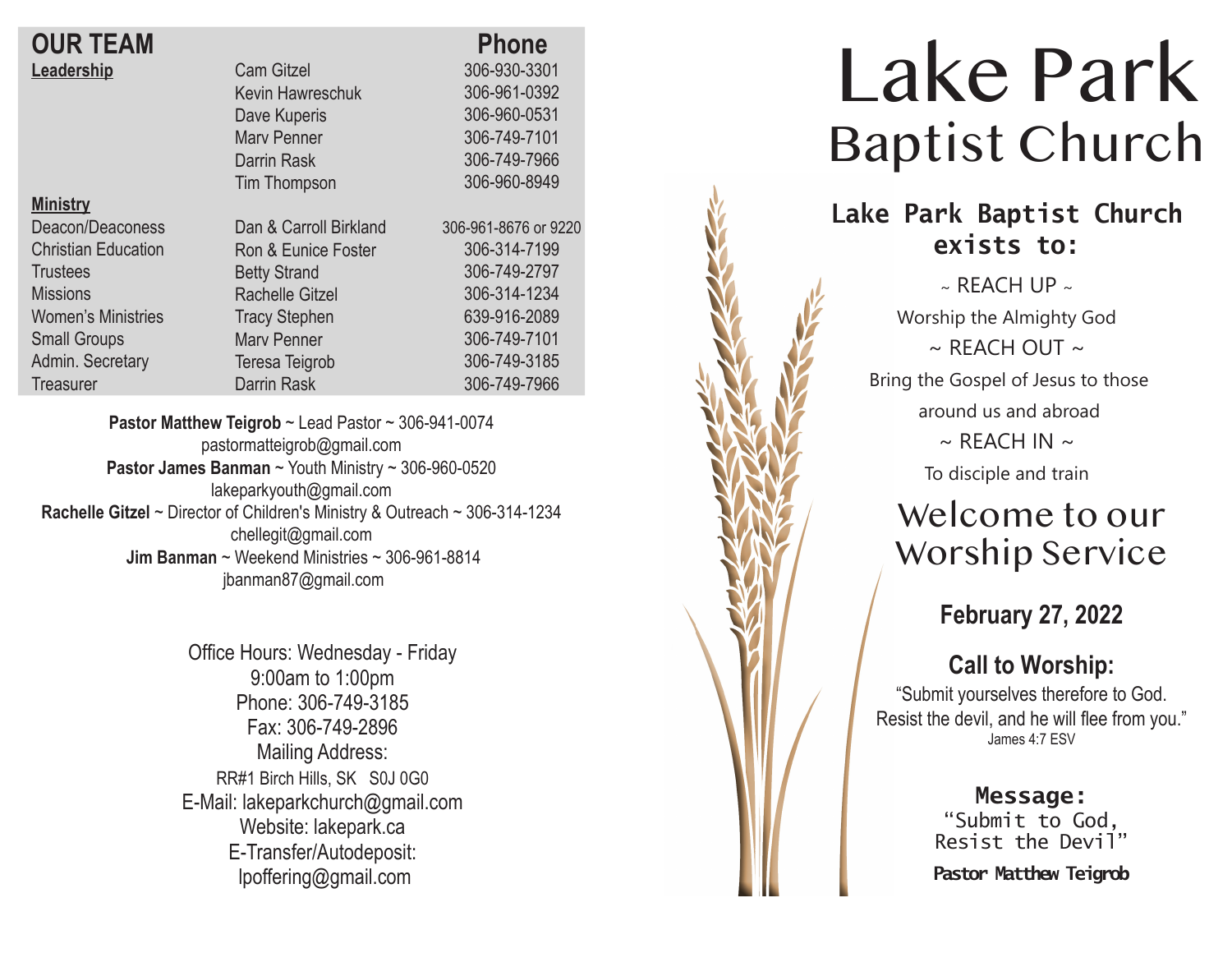## OUR TEAM

| | | Phone |
|---|---|---|
| **Leadership** | Cam Gitzel | 306-930-3301 |
| | Kevin Hawreschuk | 306-961-0392 |
| | Dave Kuperis | 306-960-0531 |
| | Marv Penner | 306-749-7101 |
| | Darrin Rask | 306-749-7966 |
| | Tim Thompson | 306-960-8949 |
| **Ministry** | | |
| Deacon/Deaconess | Dan & Carroll Birkland | 306-961-8676 or 9220 |
| Christian Education | Ron & Eunice Foster | 306-314-7199 |
| Trustees | Betty Strand | 306-749-2797 |
| Missions | Rachelle Gitzel | 306-314-1234 |
| Women's Ministries | Tracy Stephen | 639-916-2089 |
| Small Groups | Marv Penner | 306-749-7101 |
| Admin. Secretary | Teresa Teigrob | 306-749-3185 |
| Treasurer | Darrin Rask | 306-749-7966 |

**Pastor Matthew Teigrob** ~ Lead Pastor ~ 306-941-0074
pastormatteigrob@gmail.com

**Pastor James Banman** ~ Youth Ministry ~ 306-960-0520
lakeparkyouth@gmail.com

**Rachelle Gitzel** ~ Director of Children's Ministry & Outreach ~ 306-314-1234
chellegit@gmail.com

**Jim Banman** ~ Weekend Ministries ~ 306-961-8814
jbanman87@gmail.com

Office Hours: Wednesday - Friday
9:00am to 1:00pm
Phone: 306-749-3185
Fax: 306-749-2896
Mailing Address:
RR#1 Birch Hills, SK S0J 0G0
E-Mail: lakeparkchurch@gmail.com
Website: lakepark.ca
E-Transfer/Autodeposit:
lpoffering@gmail.com

# Lake Park Baptist Church

## Lake Park Baptist Church exists to:

~ REACH UP ~
Worship the Almighty God

~ REACH OUT ~
Bring the Gospel of Jesus to those around us and abroad

~ REACH IN ~
To disciple and train

## Welcome to our Worship Service

### February 27, 2022

### Call to Worship:

"Submit yourselves therefore to God. Resist the devil, and he will flee from you."
James 4:7 ESV

**Message:**
"Submit to God, Resist the Devil"

**Pastor Matthew Teigrob**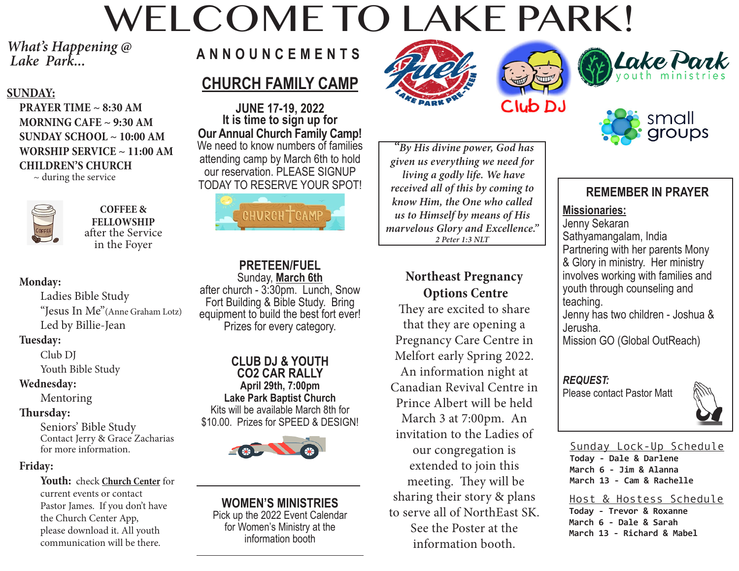# WELCOME TO LAKE PARK!

*What's Happening @ Lake Park...*

**SUNDAY:**

**PRAYER TIME ~ 8:30 AM**
**MORNING CAFE ~ 9:30 AM**
**SUNDAY SCHOOL ~ 10:00 AM**
**WORSHIP SERVICE ~ 11:00 AM**
**CHILDREN'S CHURCH**
~ during the service

**COFFEE & FELLOWSHIP**
after the Service
in the Foyer

**Monday:**
Ladies Bible Study
"Jesus In Me"(Anne Graham Lotz)
Led by Billie-Jean

**Tuesday:**
Club DJ
Youth Bible Study

**Wednesday:**
Mentoring

**Thursday:**
Seniors' Bible Study
Contact Jerry & Grace Zacharias for more information.

**Friday:**
**Youth:** check **Church Center** for current events or contact Pastor James. If you don't have the Church Center App, please download it. All youth communication will be there.

## ANNOUNCEMENTS

### CHURCH FAMILY CAMP

**JUNE 17-19, 2022**
**It is time to sign up for Our Annual Church Family Camp!**
We need to know numbers of families attending camp by March 6th to hold our reservation. PLEASE SIGNUP TODAY TO RESERVE YOUR SPOT!

### PRETEEN/FUEL

Sunday, **March 6th**
after church - 3:30pm. Lunch, Snow Fort Building & Bible Study. Bring equipment to build the best fort ever! Prizes for every category.

### CLUB DJ & YOUTH CO2 CAR RALLY

**April 29th, 7:00pm**
**Lake Park Baptist Church**
Kits will be available March 8th for $10.00. Prizes for SPEED & DESIGN!

### WOMEN'S MINISTRIES

Pick up the 2022 Event Calendar for Women's Ministry at the information booth

*"By His divine power, God has given us everything we need for living a godly life. We have received all of this by coming to know Him, the One who called us to Himself by means of His marvelous Glory and Excellence."*
*2 Peter 1:3 NLT*

### Northeast Pregnancy Options Centre

They are excited to share that they are opening a Pregnancy Care Centre in Melfort early Spring 2022. An information night at Canadian Revival Centre in Prince Albert will be held March 3 at 7:00pm. An invitation to the Ladies of our congregation is extended to join this meeting. They will be sharing their story & plans to serve all of NorthEast SK. See the Poster at the information booth.

### REMEMBER IN PRAYER

**Missionaries:**
Jenny Sekaran
Sathyamangalam, India
Partnering with her parents Mony & Glory in ministry. Her ministry involves working with families and youth through counseling and teaching.
Jenny has two children - Joshua & Jerusha.
Mission GO (Global OutReach)

***REQUEST:***
Please contact Pastor Matt

### Sunday Lock-Up Schedule

**Today - Dale & Darlene**
**March 6 - Jim & Alanna**
**March 13 - Cam & Rachelle**

### Host & Hostess Schedule

**Today - Trevor & Roxanne**
**March 6 - Dale & Sarah**
**March 13 - Richard & Mabel**